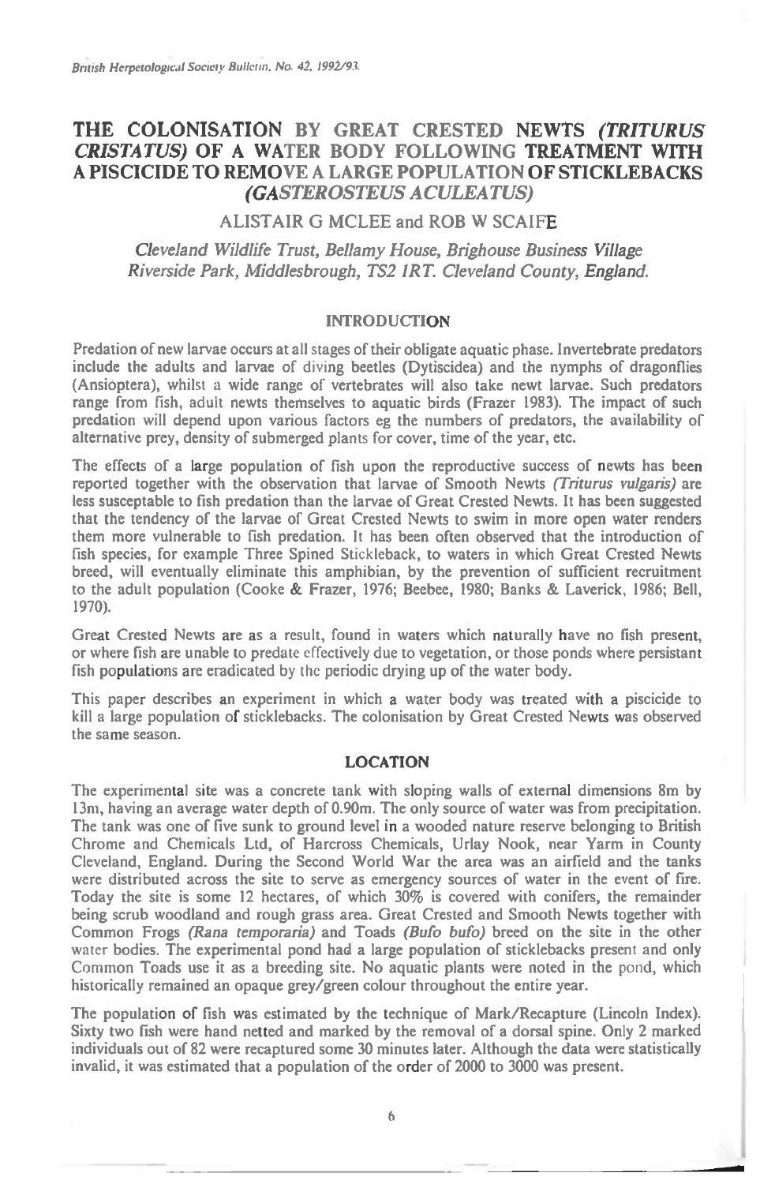# THE COLONISATION BY GREAT CRESTED NEWTS *(TRITURUS CRISTATUS)* OF A WATER BODY FOLLOWING TREATMENT WITH A PISCICIDE TO REMOVE A LARGE POPULATION OF STICKLEBACKS *(GASTEROSTEUS ACULEATUS)*

ALISTAIR G MCLEE and ROB W SCAIFE

*Cleveland Wildlife Trust, Bellamy House, Brighouse Business Village Riverside Park, Middlesbrough, TS2 1RT. Cleveland County, England.*

## INTRODUCTION

Predation of new larvae occurs at all stages of their obligate aquatic phase. Invertebrate predators include the adults and larvae of diving beetles (Dytiscidea) and the nymphs of dragonflies (Ansioptera), whilst a wide range of vertebrates will also take newt larvae. Such predators range from fish, adult newts themselves to aquatic birds (Frazer 1983). The impact of such predation will depend upon various factors eg the numbers of predators, the availability of alternative prey, density of submerged plants for cover, time of the year, etc.

The effects of a large population of fish upon the reproductive success of newts has been reported together with the observation that larvae of Smooth Newts *(Triturus vulgaris)* are less susceptable to fish predation than the larvae of Great Crested Newts. It has been suggested that the tendency of the larvae of Great Crested Newts to swim in more open water renders them more vulnerable to fish predation. It has been often observed that the introduction of fish species, for example Three Spined Stickleback, to waters in which Great Crested Newts breed, will eventually eliminate this amphibian, by the prevention of sufficient recruitment to the adult population (Cooke & Frazer, 1976; Beebee, 1980; Banks & Laverick, 1986; Bell, 1970).

Great Crested Newts are as a result, found in waters which naturally have no fish present, or where fish are unable to predate effectively due to vegetation, or those ponds where persistant fish populations are eradicated by the periodic drying up of the water body.

This paper describes an experiment in which a water body was treated with a piscicide to kill a large population of sticklebacks. The colonisation by Great Crested Newts was observed the same season.

## LOCATION

The experimental site was a concrete tank with sloping walls of external dimensions 8m by 13m, having an average water depth of 0.90m. The only source of water was from precipitation. The tank was one of five sunk to ground level in a wooded nature reserve belonging to British Chrome and Chemicals Ltd, of Harcross Chemicals, Urlay Nook, near Yarm in County Cleveland, England. During the Second World War the area was an airfield and the tanks were distributed across the site to serve as emergency sources of water in the event of fire. Today the site is some 12 hectares, of which 30% is covered with conifers, the remainder being scrub woodland and rough grass area. Great Crested and Smooth Newts together with Common Frogs *(Rana temporaria)* and Toads *(Bufo bufo)* breed on the site in the other water bodies. The experimental pond had a large population of sticklebacks present and only Common Toads use it as a breeding site. No aquatic plants were noted in the pond, which historically remained an opaque grey/green colour throughout the entire year.

The population of fish was estimated by the technique of Mark/Recapture (Lincoln Index). Sixty two fish were hand netted and marked by the removal of a dorsal spine. Only 2 marked individuals out of 82 were recaptured some 30 minutes later. Although the data were statistically invalid, it was estimated that a population of the order of 2000 to 3000 was present.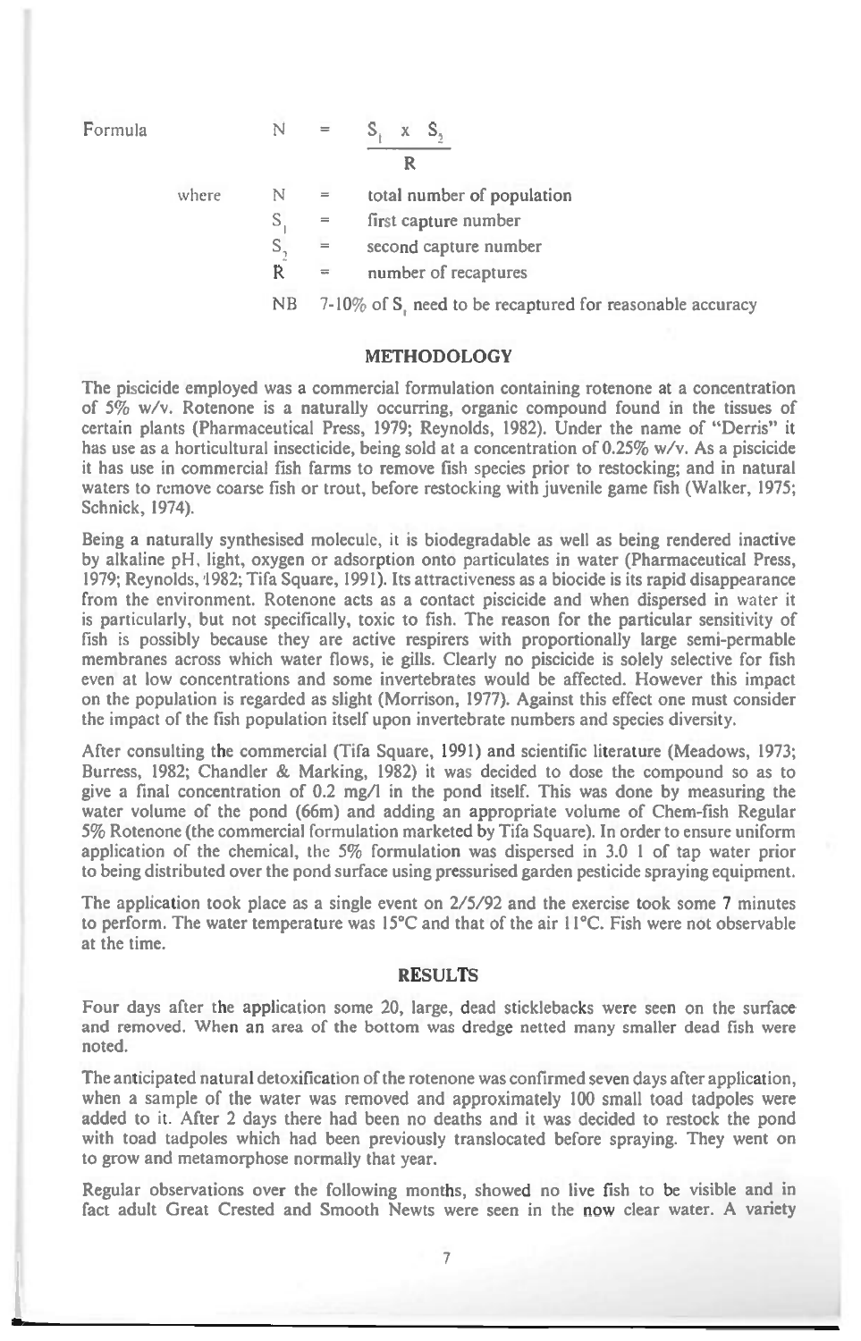Formula

$$N = \frac{S_1 \times S_2}{R}$$

where

$N$ = total number of population

$S_1$ = first capture number

$S_2$ = second capture number

$R$ = number of recaptures

NB 7-10% of $S_1$ need to be recaptured for reasonable accuracy

## METHODOLOGY

The piscicide employed was a commercial formulation containing rotenone at a concentration of 5% w/v. Rotenone is a naturally occurring, organic compound found in the tissues of certain plants (Pharmaceutical Press, 1979; Reynolds, 1982). Under the name of "Derris" it has use as a horticultural insecticide, being sold at a concentration of 0.25% w/v. As a piscicide it has use in commercial fish farms to remove fish species prior to restocking; and in natural waters to remove coarse fish or trout, before restocking with juvenile game fish (Walker, 1975; Schnick, 1974).

Being a naturally synthesised molecule, it is biodegradable as well as being rendered inactive by alkaline pH, light, oxygen or adsorption onto particulates in water (Pharmaceutical Press, 1979; Reynolds, 1982; Tifa Square, 1991). Its attractiveness as a biocide is its rapid disappearance from the environment. Rotenone acts as a contact piscicide and when dispersed in water it is particularly, but not specifically, toxic to fish. The reason for the particular sensitivity of fish is possibly because they are active respirers with proportionally large semi-permable membranes across which water flows, ie gills. Clearly no piscicide is solely selective for fish even at low concentrations and some invertebrates would be affected. However this impact on the population is regarded as slight (Morrison, 1977). Against this effect one must consider the impact of the fish population itself upon invertebrate numbers and species diversity.

After consulting the commercial (Tifa Square, 1991) and scientific literature (Meadows, 1973; Burress, 1982; Chandler & Marking, 1982) it was decided to dose the compound so as to give a final concentration of 0.2 mg/l in the pond itself. This was done by measuring the water volume of the pond (66m) and adding an appropriate volume of Chem-fish Regular 5% Rotenone (the commercial formulation marketed by Tifa Square). In order to ensure uniform application of the chemical, the 5% formulation was dispersed in 3.0 l of tap water prior to being distributed over the pond surface using pressurised garden pesticide spraying equipment.

The application took place as a single event on 2/5/92 and the exercise took some 7 minutes to perform. The water temperature was 15°C and that of the air 11°C. Fish were not observable at the time.

## RESULTS

Four days after the application some 20, large, dead sticklebacks were seen on the surface and removed. When an area of the bottom was dredge netted many smaller dead fish were noted.

The anticipated natural detoxification of the rotenone was confirmed seven days after application, when a sample of the water was removed and approximately 100 small toad tadpoles were added to it. After 2 days there had been no deaths and it was decided to restock the pond with toad tadpoles which had been previously translocated before spraying. They went on to grow and metamorphose normally that year.

Regular observations over the following months, showed no live fish to be visible and in fact adult Great Crested and Smooth Newts were seen in the now clear water. A variety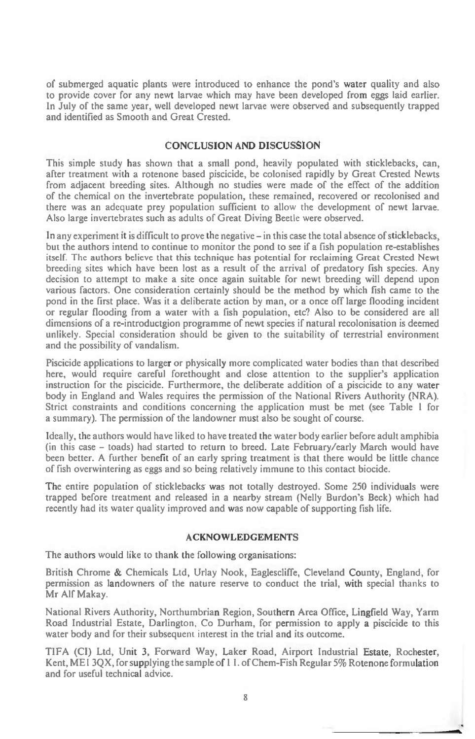of submerged aquatic plants were introduced to enhance the pond's water quality and also to provide cover for any newt larvae which may have been developed from eggs laid earlier. In July of the same year, well developed newt larvae were observed and subsequently trapped and identified as Smooth and Great Crested.

## CONCLUSION AND DISCUSSION

This simple study has shown that a small pond, heavily populated with sticklebacks, can, after treatment with a rotenone based piscicide, be colonised rapidly by Great Crested Newts from adjacent breeding sites. Although no studies were made of the effect of the addition of the chemical on the invertebrate population, these remained, recovered or recolonised and there was an adequate prey population sufficient to allow the development of newt larvae. Also large invertebrates such as adults of Great Diving Beetle were observed.

In any experiment it is difficult to prove the negative – in this case the total absence of sticklebacks, but the authors intend to continue to monitor the pond to see if a fish population re-establishes itself. The authors believe that this technique has potential for reclaiming Great Crested Newt breeding sites which have been lost as a result of the arrival of predatory fish species. Any decision to attempt to make a site once again suitable for newt breeding will depend upon various factors. One consideration certainly should be the method by which fish came to the pond in the first place. Was it a deliberate action by man, or a once off large flooding incident or regular flooding from a water with a fish population, etc? Also to be considered are all dimensions of a re-introductgion programme of newt species if natural recolonisation is deemed unlikely. Special consideration should be given to the suitability of terrestrial environment and the possibility of vandalism.

Piscicide applications to larger or physically more complicated water bodies than that described here, would require careful forethought and close attention to the supplier's application instruction for the piscicide. Furthermore, the deliberate addition of a piscicide to any water body in England and Wales requires the permission of the National Rivers Authority (NRA). Strict constraints and conditions concerning the application must be met (see Table 1 for a summary). The permission of the landowner must also be sought of course.

Ideally, the authors would have liked to have treated the water body earlier before adult amphibia (in this case – toads) had started to return to breed. Late February/early March would have been better. A further benefit of an early spring treatment is that there would be little chance of fish overwintering as eggs and so being relatively immune to this contact biocide.

The entire population of sticklebacks was not totally destroyed. Some 250 individuals were trapped before treatment and released in a nearby stream (Nelly Burdon's Beck) which had recently had its water quality improved and was now capable of supporting fish life.

## ACKNOWLEDGEMENTS

The authors would like to thank the following organisations:

British Chrome & Chemicals Ltd, Urlay Nook, Eaglescliffe, Cleveland County, England, for permission as landowners of the nature reserve to conduct the trial, with special thanks to Mr Alf Makay.

National Rivers Authority, Northumbrian Region, Southern Area Office, Lingfield Way, Yarm Road Industrial Estate, Darlington, Co Durham, for permission to apply a piscicide to this water body and for their subsequent interest in the trial and its outcome.

TIFA (CI) Ltd, Unit 3, Forward Way, Laker Road, Airport Industrial Estate, Rochester, Kent, ME1 3QX, for supplying the sample of 1 l. of Chem-Fish Regular 5% Rotenone formulation and for useful technical advice.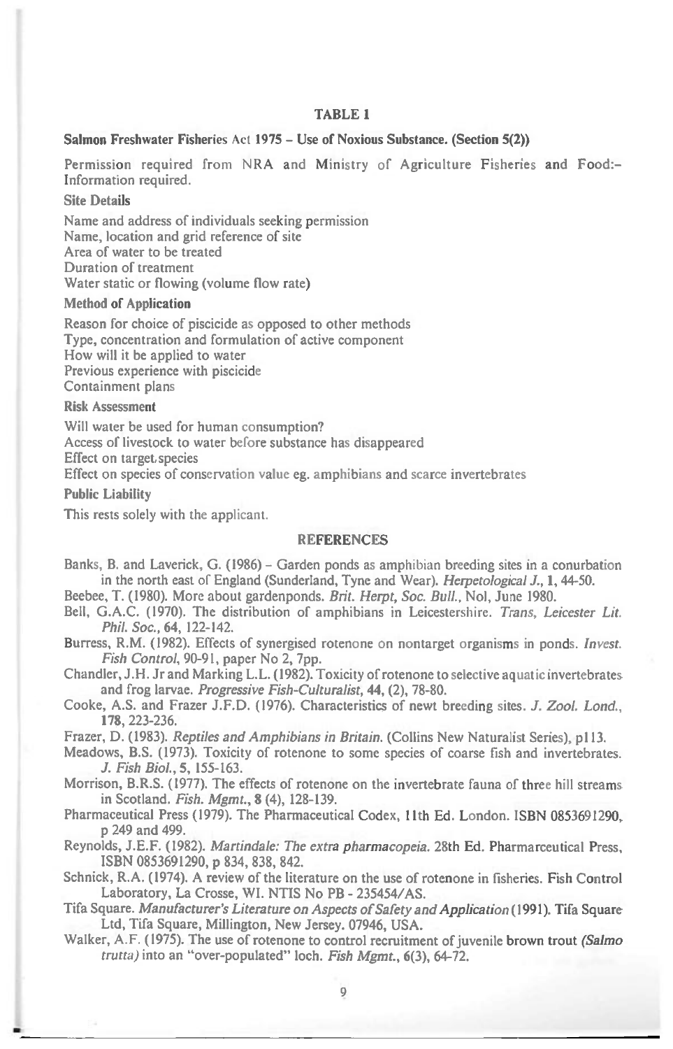## TABLE 1

**Salmon Freshwater Fisheries Act 1975 – Use of Noxious Substance. (Section 5(2))**

Permission required from NRA and Ministry of Agriculture Fisheries and Food:– Information required.

**Site Details**

Name and address of individuals seeking permission
Name, location and grid reference of site
Area of water to be treated
Duration of treatment
Water static or flowing (volume flow rate)

**Method of Application**

Reason for choice of piscicide as opposed to other methods
Type, concentration and formulation of active component
How will it be applied to water
Previous experience with piscicide
Containment plans

**Risk Assessment**

Will water be used for human consumption?
Access of livestock to water before substance has disappeared
Effect on target species
Effect on species of conservation value eg. amphibians and scarce invertebrates

**Public Liability**

This rests solely with the applicant.

## REFERENCES

Banks, B. and Laverick, G. (1986) – Garden ponds as amphibian breeding sites in a conurbation in the north east of England (Sunderland, Tyne and Wear). *Herpetological J.*, **1**, 44-50.

Beebee, T. (1980). More about gardenponds. *Brit. Herpt, Soc. Bull.*, Nol, June 1980.

Bell, G.A.C. (1970). The distribution of amphibians in Leicestershire. *Trans, Leicester Lit. Phil. Soc.*, **64**, 122-142.

Burress, R.M. (1982). Effects of synergised rotenone on nontarget organisms in ponds. *Invest. Fish Control*, 90-91, paper No 2, 7pp.

Chandler, J.H. Jr and Marking L.L. (1982). Toxicity of rotenone to selective aquatic invertebrates and frog larvae. *Progressive Fish-Culturalist*, **44**, (2), 78-80.

Cooke, A.S. and Frazer J.F.D. (1976). Characteristics of newt breeding sites. *J. Zool. Lond.*, **178**, 223-236.

Frazer, D. (1983). *Reptiles and Amphibians in Britain.* (Collins New Naturalist Series), p113.

Meadows, B.S. (1973). Toxicity of rotenone to some species of coarse fish and invertebrates. *J. Fish Biol.*, **5**, 155-163.

Morrison, B.R.S. (1977). The effects of rotenone on the invertebrate fauna of three hill streams in Scotland. *Fish. Mgmt.*, **8** (4), 128-139.

Pharmaceutical Press (1979). The Pharmaceutical Codex, 11th Ed. London. ISBN 0853691290, p 249 and 499.

Reynolds, J.E.F. (1982). *Martindale: The extra pharmacopeia.* 28th Ed. Pharmarceutical Press, ISBN 0853691290, p 834, 838, 842.

Schnick, R.A. (1974). A review of the literature on the use of rotenone in fisheries. Fish Control Laboratory, La Crosse, WI. NTIS No PB - 235454/AS.

Tifa Square. *Manufacturer's Literature on Aspects of Safety and Application* (1991). Tifa Square Ltd, Tifa Square, Millington, New Jersey. 07946, USA.

Walker, A.F. (1975). The use of rotenone to control recruitment of juvenile brown trout *(Salmo trutta)* into an "over-populated" loch. *Fish Mgmt.*, **6**(3), 64-72.